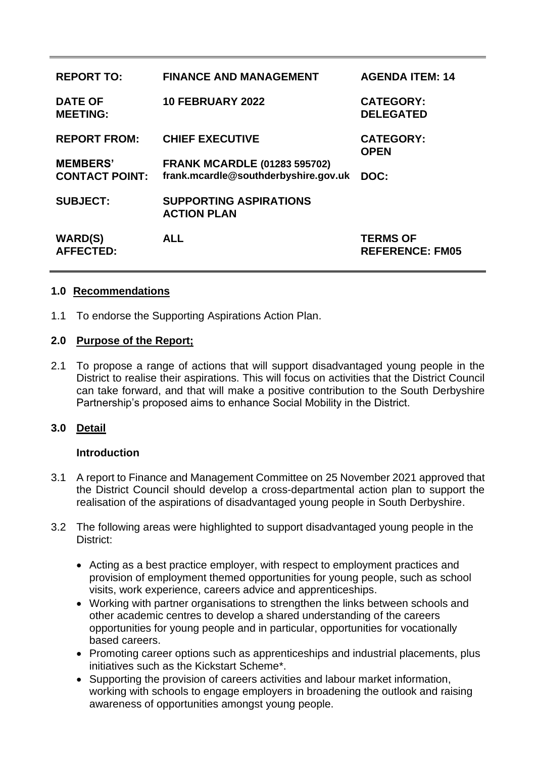| REPORT TO: | FINANCE AND MANAGEMENT | AGENDA ITEM: 14 |
|---|---|---|
| DATE OF MEETING: | 10 FEBRUARY 2022 | CATEGORY: DELEGATED |
| REPORT FROM: | CHIEF EXECUTIVE | CATEGORY: OPEN |
| MEMBERS' CONTACT POINT: | FRANK MCARDLE (01283 595702) frank.mcardle@southderbyshire.gov.uk | DOC: |
| SUBJECT: | SUPPORTING ASPIRATIONS ACTION PLAN | |
| WARD(S) AFFECTED: | ALL | TERMS OF REFERENCE: FM05 |

## 1.0 Recommendations

1.1 To endorse the Supporting Aspirations Action Plan.

## 2.0 Purpose of the Report;

2.1 To propose a range of actions that will support disadvantaged young people in the District to realise their aspirations. This will focus on activities that the District Council can take forward, and that will make a positive contribution to the South Derbyshire Partnership's proposed aims to enhance Social Mobility in the District.

## 3.0 Detail

### Introduction

3.1 A report to Finance and Management Committee on 25 November 2021 approved that the District Council should develop a cross-departmental action plan to support the realisation of the aspirations of disadvantaged young people in South Derbyshire.

3.2 The following areas were highlighted to support disadvantaged young people in the District:

- Acting as a best practice employer, with respect to employment practices and provision of employment themed opportunities for young people, such as school visits, work experience, careers advice and apprenticeships.
- Working with partner organisations to strengthen the links between schools and other academic centres to develop a shared understanding of the careers opportunities for young people and in particular, opportunities for vocationally based careers.
- Promoting career options such as apprenticeships and industrial placements, plus initiatives such as the Kickstart Scheme*.
- Supporting the provision of careers activities and labour market information, working with schools to engage employers in broadening the outlook and raising awareness of opportunities amongst young people.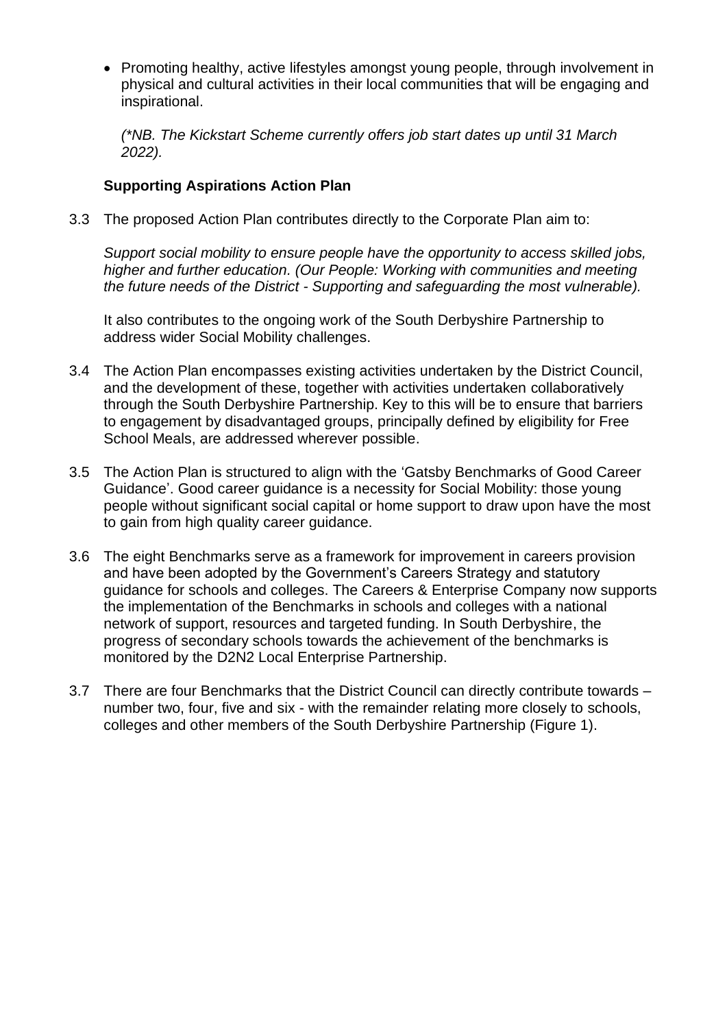- Promoting healthy, active lifestyles amongst young people, through involvement in physical and cultural activities in their local communities that will be engaging and inspirational.

  *(\*NB. The Kickstart Scheme currently offers job start dates up until 31 March 2022).*

**Supporting Aspirations Action Plan**

3.3 The proposed Action Plan contributes directly to the Corporate Plan aim to:

*Support social mobility to ensure people have the opportunity to access skilled jobs, higher and further education. (Our People: Working with communities and meeting the future needs of the District - Supporting and safeguarding the most vulnerable).*

It also contributes to the ongoing work of the South Derbyshire Partnership to address wider Social Mobility challenges.

3.4 The Action Plan encompasses existing activities undertaken by the District Council, and the development of these, together with activities undertaken collaboratively through the South Derbyshire Partnership. Key to this will be to ensure that barriers to engagement by disadvantaged groups, principally defined by eligibility for Free School Meals, are addressed wherever possible.

3.5 The Action Plan is structured to align with the 'Gatsby Benchmarks of Good Career Guidance'. Good career guidance is a necessity for Social Mobility: those young people without significant social capital or home support to draw upon have the most to gain from high quality career guidance.

3.6 The eight Benchmarks serve as a framework for improvement in careers provision and have been adopted by the Government's Careers Strategy and statutory guidance for schools and colleges. The Careers & Enterprise Company now supports the implementation of the Benchmarks in schools and colleges with a national network of support, resources and targeted funding. In South Derbyshire, the progress of secondary schools towards the achievement of the benchmarks is monitored by the D2N2 Local Enterprise Partnership.

3.7 There are four Benchmarks that the District Council can directly contribute towards – number two, four, five and six - with the remainder relating more closely to schools, colleges and other members of the South Derbyshire Partnership (Figure 1).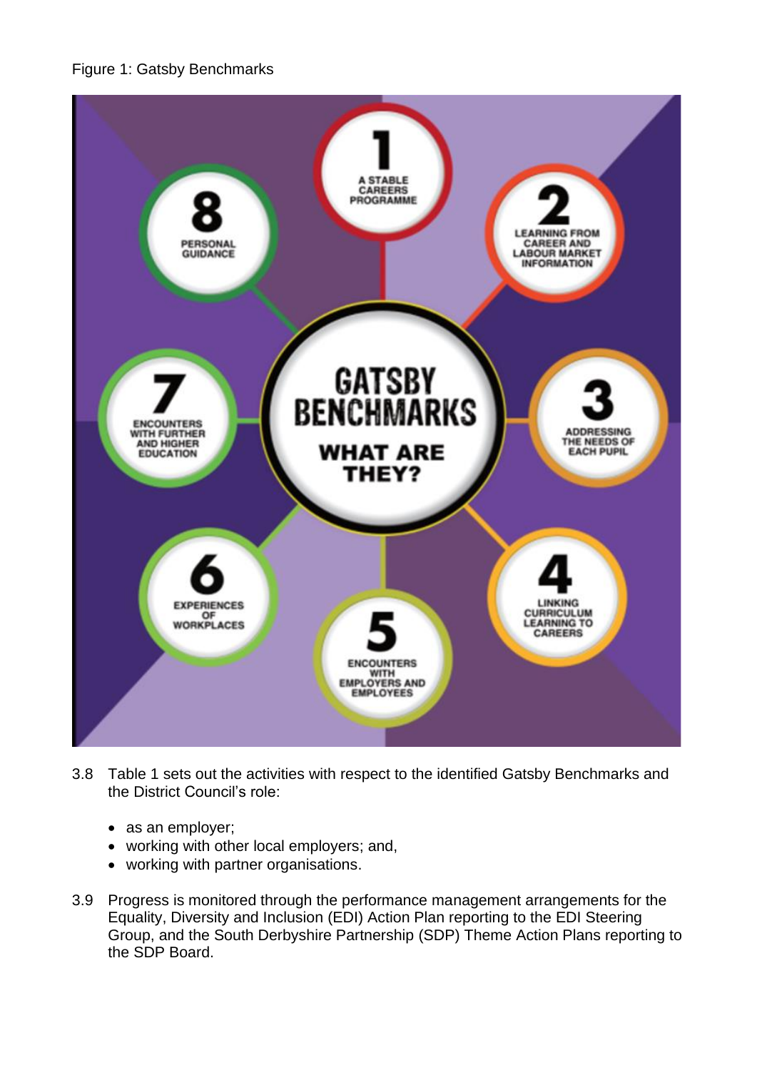Figure 1: Gatsby Benchmarks

3.8 Table 1 sets out the activities with respect to the identified Gatsby Benchmarks and the District Council's role:

- as an employer;
- working with other local employers; and,
- working with partner organisations.

3.9 Progress is monitored through the performance management arrangements for the Equality, Diversity and Inclusion (EDI) Action Plan reporting to the EDI Steering Group, and the South Derbyshire Partnership (SDP) Theme Action Plans reporting to the SDP Board.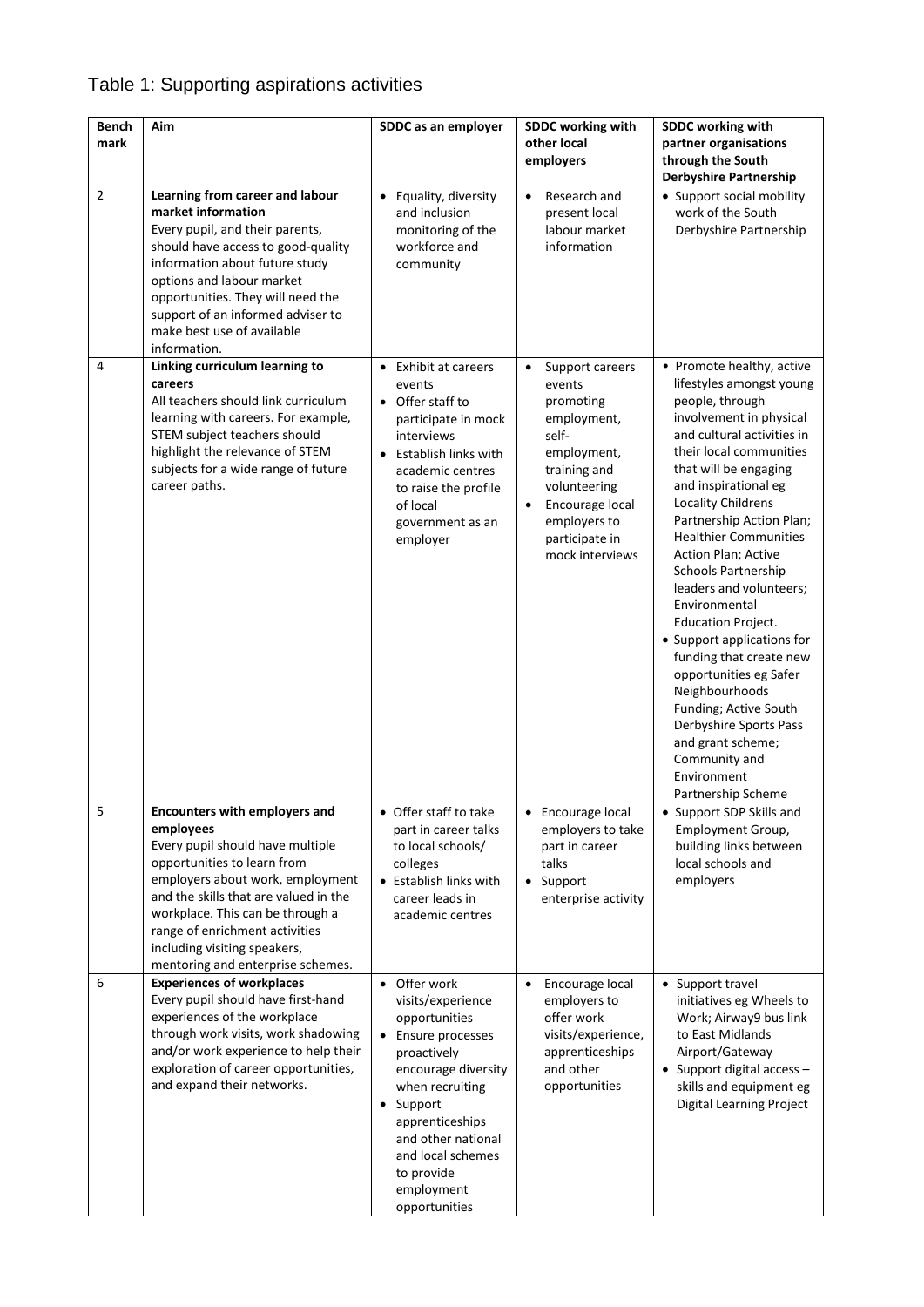# Table 1: Supporting aspirations activities

| Bench mark | Aim | SDDC as an employer | SDDC working with other local employers | SDDC working with partner organisations through the South Derbyshire Partnership |
|---|---|---|---|---|
| 2 | **Learning from career and labour market information**<br>Every pupil, and their parents, should have access to good-quality information about future study options and labour market opportunities. They will need the support of an informed adviser to make best use of available information. | • Equality, diversity and inclusion monitoring of the workforce and community | • Research and present local labour market information | • Support social mobility work of the South Derbyshire Partnership |
| 4 | **Linking curriculum learning to careers**<br>All teachers should link curriculum learning with careers. For example, STEM subject teachers should highlight the relevance of STEM subjects for a wide range of future career paths. | • Exhibit at careers events<br>• Offer staff to participate in mock interviews<br>• Establish links with academic centres to raise the profile of local government as an employer | • Support careers events promoting employment, self-employment, training and volunteering<br>• Encourage local employers to participate in mock interviews | • Promote healthy, active lifestyles amongst young people, through involvement in physical and cultural activities in their local communities that will be engaging and inspirational eg Locality Childrens Partnership Action Plan; Healthier Communities Action Plan; Active Schools Partnership leaders and volunteers; Environmental Education Project.<br>• Support applications for funding that create new opportunities eg Safer Neighbourhoods Funding; Active South Derbyshire Sports Pass and grant scheme; Community and Environment Partnership Scheme |
| 5 | **Encounters with employers and employees**<br>Every pupil should have multiple opportunities to learn from employers about work, employment and the skills that are valued in the workplace. This can be through a range of enrichment activities including visiting speakers, mentoring and enterprise schemes. | • Offer staff to take part in career talks to local schools/ colleges<br>• Establish links with career leads in academic centres | • Encourage local employers to take part in career talks<br>• Support enterprise activity | • Support SDP Skills and Employment Group, building links between local schools and employers |
| 6 | **Experiences of workplaces**<br>Every pupil should have first-hand experiences of the workplace through work visits, work shadowing and/or work experience to help their exploration of career opportunities, and expand their networks. | • Offer work visits/experience opportunities<br>• Ensure processes proactively encourage diversity when recruiting<br>• Support apprenticeships and other national and local schemes to provide employment opportunities | • Encourage local employers to offer work visits/experience, apprenticeships and other opportunities | • Support travel initiatives eg Wheels to Work; Airway9 bus link to East Midlands Airport/Gateway<br>• Support digital access – skills and equipment eg Digital Learning Project |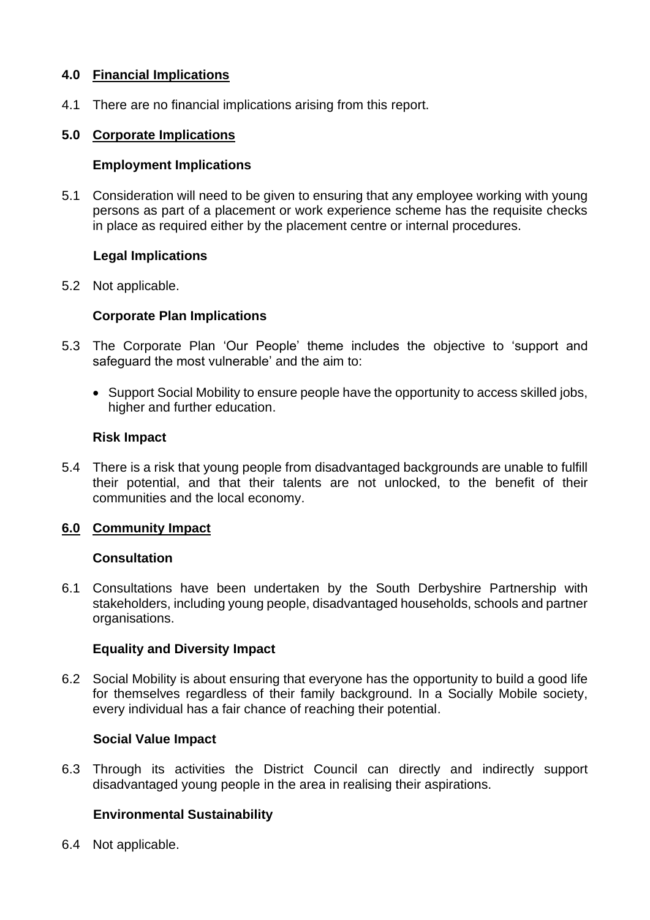## 4.0 Financial Implications

4.1 There are no financial implications arising from this report.

## 5.0 Corporate Implications

### Employment Implications

5.1 Consideration will need to be given to ensuring that any employee working with young persons as part of a placement or work experience scheme has the requisite checks in place as required either by the placement centre or internal procedures.

### Legal Implications

5.2 Not applicable.

### Corporate Plan Implications

5.3 The Corporate Plan 'Our People' theme includes the objective to 'support and safeguard the most vulnerable' and the aim to:

- Support Social Mobility to ensure people have the opportunity to access skilled jobs, higher and further education.

### Risk Impact

5.4 There is a risk that young people from disadvantaged backgrounds are unable to fulfill their potential, and that their talents are not unlocked, to the benefit of their communities and the local economy.

## 6.0 Community Impact

### Consultation

6.1 Consultations have been undertaken by the South Derbyshire Partnership with stakeholders, including young people, disadvantaged households, schools and partner organisations.

### Equality and Diversity Impact

6.2 Social Mobility is about ensuring that everyone has the opportunity to build a good life for themselves regardless of their family background. In a Socially Mobile society, every individual has a fair chance of reaching their potential.

### Social Value Impact

6.3 Through its activities the District Council can directly and indirectly support disadvantaged young people in the area in realising their aspirations.

### Environmental Sustainability

6.4 Not applicable.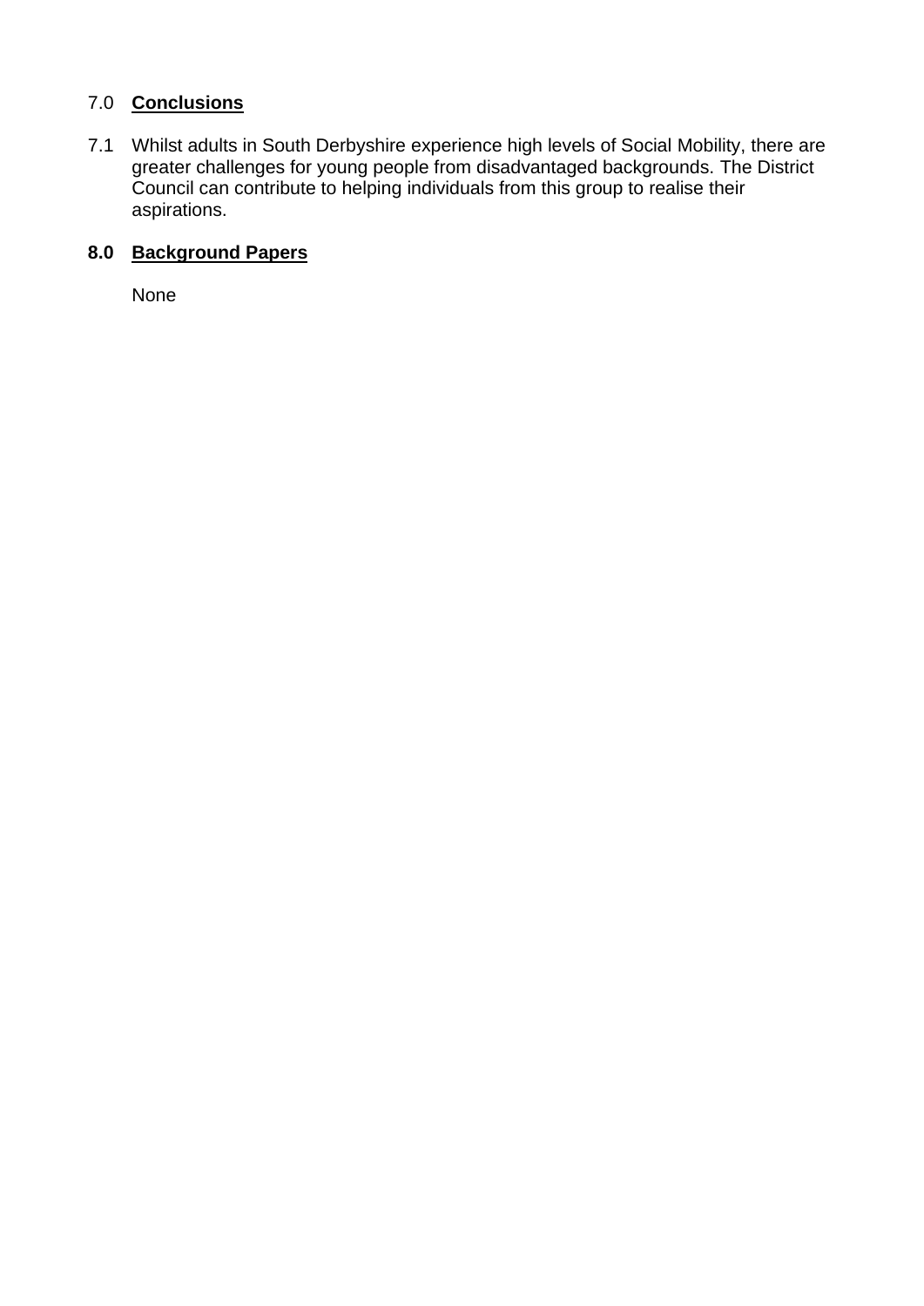## 7.0 **Conclusions**

7.1 Whilst adults in South Derbyshire experience high levels of Social Mobility, there are greater challenges for young people from disadvantaged backgrounds. The District Council can contribute to helping individuals from this group to realise their aspirations.

## 8.0 **Background Papers**

None